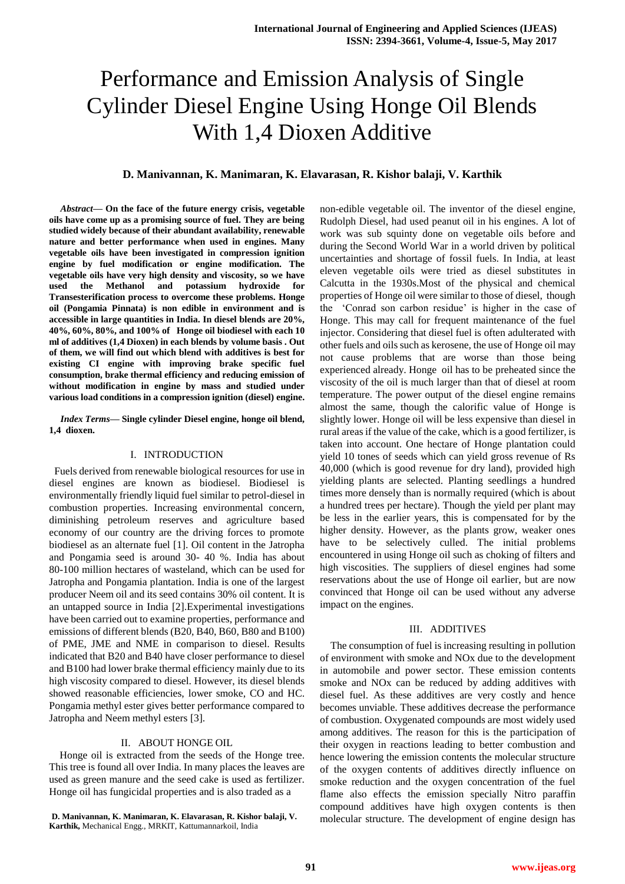# Performance and Emission Analysis of Single Cylinder Diesel Engine Using Honge Oil Blends With 1,4 Dioxen Additive

**D. Manivannan, K. Manimaran, K. Elavarasan, R. Kishor balaji, V. Karthik**

***Abstract*— On the face of the future energy crisis, vegetable oils have come up as a promising source of fuel. They are being studied widely because of their abundant availability, renewable nature and better performance when used in engines. Many vegetable oils have been investigated in compression ignition engine by fuel modification or engine modification. The vegetable oils have very high density and viscosity, so we have used the Methanol and potassium hydroxide for Transesterification process to overcome these problems. Honge oil (Pongamia Pinnata) is non edible in environment and is accessible in large quantities in India. In diesel blends are 20%, 40%, 60%, 80%, and 100% of Honge oil biodiesel with each 10 ml of additives (1,4 Dioxen) in each blends by volume basis . Out of them, we will find out which blend with additives is best for existing CI engine with improving brake specific fuel consumption, brake thermal efficiency and reducing emission of without modification in engine by mass and studied under various load conditions in a compression ignition (diesel) engine.**

***Index Terms*— Single cylinder Diesel engine, honge oil blend, 1,4 dioxen.**

## I. INTRODUCTION

Fuels derived from renewable biological resources for use in diesel engines are known as biodiesel. Biodiesel is environmentally friendly liquid fuel similar to petrol-diesel in combustion properties. Increasing environmental concern, diminishing petroleum reserves and agriculture based economy of our country are the driving forces to promote biodiesel as an alternate fuel [1]. Oil content in the Jatropha and Pongamia seed is around 30- 40 %. India has about 80-100 million hectares of wasteland, which can be used for Jatropha and Pongamia plantation. India is one of the largest producer Neem oil and its seed contains 30% oil content. It is an untapped source in India [2].Experimental investigations have been carried out to examine properties, performance and emissions of different blends (B20, B40, B60, B80 and B100) of PME, JME and NME in comparison to diesel. Results indicated that B20 and B40 have closer performance to diesel and B100 had lower brake thermal efficiency mainly due to its high viscosity compared to diesel. However, its diesel blends showed reasonable efficiencies, lower smoke, CO and HC. Pongamia methyl ester gives better performance compared to Jatropha and Neem methyl esters [3].

## II. ABOUT HONGE OIL

Honge oil is extracted from the seeds of the Honge tree. This tree is found all over India. In many places the leaves are used as green manure and the seed cake is used as fertilizer. Honge oil has fungicidal properties and is also traded as a non-edible vegetable oil. The inventor of the diesel engine, Rudolph Diesel, had used peanut oil in his engines. A lot of work was sub squinty done on vegetable oils before and during the Second World War in a world driven by political uncertainties and shortage of fossil fuels. In India, at least eleven vegetable oils were tried as diesel substitutes in Calcutta in the 1930s.Most of the physical and chemical properties of Honge oil were similar to those of diesel, though the 'Conrad son carbon residue' is higher in the case of Honge. This may call for frequent maintenance of the fuel injector. Considering that diesel fuel is often adulterated with other fuels and oils such as kerosene, the use of Honge oil may not cause problems that are worse than those being experienced already. Honge oil has to be preheated since the viscosity of the oil is much larger than that of diesel at room temperature. The power output of the diesel engine remains almost the same, though the calorific value of Honge is slightly lower. Honge oil will be less expensive than diesel in rural areas if the value of the cake, which is a good fertilizer, is taken into account. One hectare of Honge plantation could yield 10 tones of seeds which can yield gross revenue of Rs 40,000 (which is good revenue for dry land), provided high yielding plants are selected. Planting seedlings a hundred times more densely than is normally required (which is about a hundred trees per hectare). Though the yield per plant may be less in the earlier years, this is compensated for by the higher density. However, as the plants grow, weaker ones have to be selectively culled. The initial problems encountered in using Honge oil such as choking of filters and high viscosities. The suppliers of diesel engines had some reservations about the use of Honge oil earlier, but are now convinced that Honge oil can be used without any adverse impact on the engines.

## III. ADDITIVES

The consumption of fuel is increasing resulting in pollution of environment with smoke and NOx due to the development in automobile and power sector. These emission contents smoke and NOx can be reduced by adding additives with diesel fuel. As these additives are very costly and hence becomes unviable. These additives decrease the performance of combustion. Oxygenated compounds are most widely used among additives. The reason for this is the participation of their oxygen in reactions leading to better combustion and hence lowering the emission contents the molecular structure of the oxygen contents of additives directly influence on smoke reduction and the oxygen concentration of the fuel flame also effects the emission specially Nitro paraffin compound additives have high oxygen contents is then molecular structure. The development of engine design has

**D. Manivannan, K. Manimaran, K. Elavarasan, R. Kishor balaji, V. Karthik,** Mechanical Engg., MRKIT, Kattumannarkoil, India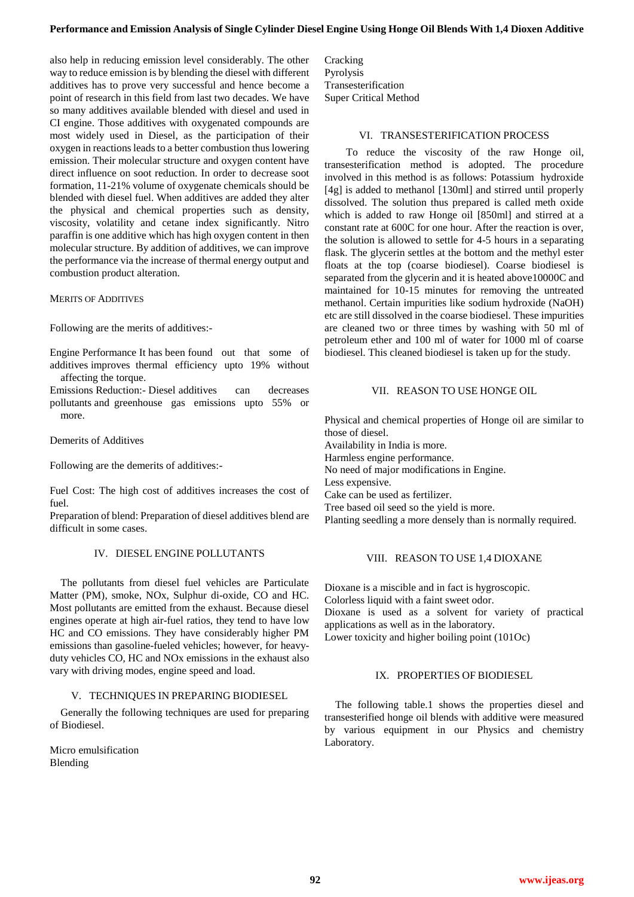also help in reducing emission level considerably. The other way to reduce emission is by blending the diesel with different additives has to prove very successful and hence become a point of research in this field from last two decades. We have so many additives available blended with diesel and used in CI engine. Those additives with oxygenated compounds are most widely used in Diesel, as the participation of their oxygen in reactions leads to a better combustion thus lowering emission. Their molecular structure and oxygen content have direct influence on soot reduction. In order to decrease soot formation, 11-21% volume of oxygenate chemicals should be blended with diesel fuel. When additives are added they alter the physical and chemical properties such as density, viscosity, volatility and cetane index significantly. Nitro paraffin is one additive which has high oxygen content in then molecular structure. By addition of additives, we can improve the performance via the increase of thermal energy output and combustion product alteration.

MERITS OF ADDITIVES

Following are the merits of additives:-

Engine Performance It has been found out that some of additives improves thermal efficiency upto 19% without affecting the torque.

Emissions Reduction:- Diesel additives can decreases pollutants and greenhouse gas emissions upto 55% or more.

Demerits of Additives

Following are the demerits of additives:-

Fuel Cost: The high cost of additives increases the cost of fuel.

Preparation of blend: Preparation of diesel additives blend are difficult in some cases.

## IV. DIESEL ENGINE POLLUTANTS

The pollutants from diesel fuel vehicles are Particulate Matter (PM), smoke, NOx, Sulphur di-oxide, CO and HC. Most pollutants are emitted from the exhaust. Because diesel engines operate at high air-fuel ratios, they tend to have low HC and CO emissions. They have considerably higher PM emissions than gasoline-fueled vehicles; however, for heavy-duty vehicles CO, HC and NOx emissions in the exhaust also vary with driving modes, engine speed and load.

## V. TECHNIQUES IN PREPARING BIODIESEL

Generally the following techniques are used for preparing of Biodiesel.

Micro emulsification
Blending
Cracking
Pyrolysis
Transesterification
Super Critical Method

## VI. TRANSESTERIFICATION PROCESS

To reduce the viscosity of the raw Honge oil, transesterification method is adopted. The procedure involved in this method is as follows: Potassium hydroxide [4g] is added to methanol [130ml] and stirred until properly dissolved. The solution thus prepared is called meth oxide which is added to raw Honge oil [850ml] and stirred at a constant rate at 600C for one hour. After the reaction is over, the solution is allowed to settle for 4-5 hours in a separating flask. The glycerin settles at the bottom and the methyl ester floats at the top (coarse biodiesel). Coarse biodiesel is separated from the glycerin and it is heated above10000C and maintained for 10-15 minutes for removing the untreated methanol. Certain impurities like sodium hydroxide (NaOH) etc are still dissolved in the coarse biodiesel. These impurities are cleaned two or three times by washing with 50 ml of petroleum ether and 100 ml of water for 1000 ml of coarse biodiesel. This cleaned biodiesel is taken up for the study.

## VII. REASON TO USE HONGE OIL

Physical and chemical properties of Honge oil are similar to those of diesel.
Availability in India is more.
Harmless engine performance.
No need of major modifications in Engine.
Less expensive.
Cake can be used as fertilizer.
Tree based oil seed so the yield is more.
Planting seedling a more densely than is normally required.

## VIII. REASON TO USE 1,4 DIOXANE

Dioxane is a miscible and in fact is hygroscopic.
Colorless liquid with a faint sweet odor.
Dioxane is used as a solvent for variety of practical applications as well as in the laboratory.
Lower toxicity and higher boiling point (101Oc)

## IX. PROPERTIES OF BIODIESEL

The following table.1 shows the properties diesel and transesterified honge oil blends with additive were measured by various equipment in our Physics and chemistry Laboratory.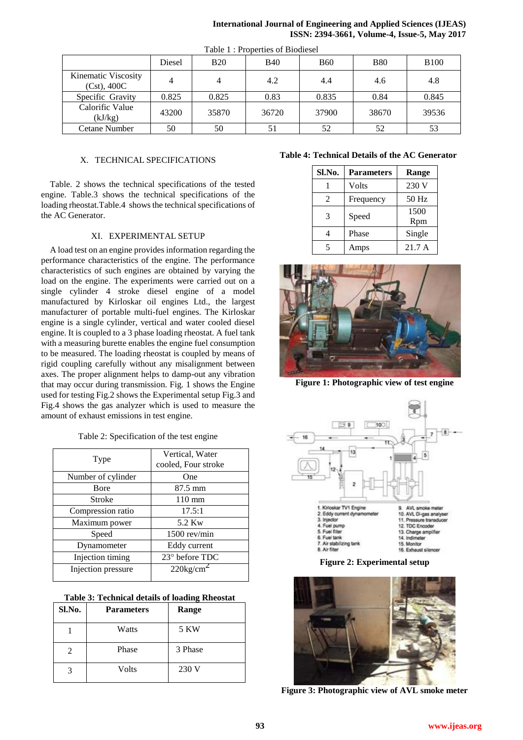Table 1 : Properties of Biodiesel

| | Diesel | B20 | B40 | B60 | B80 | B100 |
|---|---|---|---|---|---|---|
| Kinematic Viscosity (Cst), 400C | 4 | 4 | 4.2 | 4.4 | 4.6 | 4.8 |
| Specific Gravity | 0.825 | 0.825 | 0.83 | 0.835 | 0.84 | 0.845 |
| Calorific Value (kJ/kg) | 43200 | 35870 | 36720 | 37900 | 38670 | 39536 |
| Cetane Number | 50 | 50 | 51 | 52 | 52 | 53 |

## X. TECHNICAL SPECIFICATIONS

Table. 2 shows the technical specifications of the tested engine. Table.3 shows the technical specifications of the loading rheostat.Table.4 shows the technical specifications of the AC Generator.

## XI. EXPERIMENTAL SETUP

A load test on an engine provides information regarding the performance characteristics of the engine. The performance characteristics of such engines are obtained by varying the load on the engine. The experiments were carried out on a single cylinder 4 stroke diesel engine of a model manufactured by Kirloskar oil engines Ltd., the largest manufacturer of portable multi-fuel engines. The Kirloskar engine is a single cylinder, vertical and water cooled diesel engine. It is coupled to a 3 phase loading rheostat. A fuel tank with a measuring burette enables the engine fuel consumption to be measured. The loading rheostat is coupled by means of rigid coupling carefully without any misalignment between axes. The proper alignment helps to damp-out any vibration that may occur during transmission. Fig. 1 shows the Engine used for testing Fig.2 shows the Experimental setup Fig.3 and Fig.4 shows the gas analyzer which is used to measure the amount of exhaust emissions in test engine.

Table 2: Specification of the test engine

| Type | Vertical, Water cooled, Four stroke |
|---|---|
| Number of cylinder | One |
| Bore | 87.5 mm |
| Stroke | 110 mm |
| Compression ratio | 17.5:1 |
| Maximum power | 5.2 Kw |
| Speed | 1500 rev/min |
| Dynamometer | Eddy current |
| Injection timing | 23° before TDC |
| Injection pressure | 220kg/cm$^2$ |

**Table 3: Technical details of loading Rheostat**

| Sl.No. | Parameters | Range |
|---|---|---|
| 1 | Watts | 5 KW |
| 2 | Phase | 3 Phase |
| 3 | Volts | 230 V |

**Table 4: Technical Details of the AC Generator**

| Sl.No. | Parameters | Range |
|---|---|---|
| 1 | Volts | 230 V |
| 2 | Frequency | 50 Hz |
| 3 | Speed | 1500 Rpm |
| 4 | Phase | Single |
| 5 | Amps | 21.7 A |

**Figure 1: Photographic view of test engine**

1. Kirloskar TV1 Engine
2. Eddy current dynamometer
3. Injector
4. Fuel pump
5. Fuel filter
6. Fuel tank
7. Air stabilizing tank
8. Air filter
9. AVL smoke meter
10. AVL Di-gas analyser
11. Pressure transducer
12. TDC Encoder
13. Charge amplifier
14. Indimeter
15. Monitor
16. Exhaust silencer

**Figure 2: Experimental setup**

**Figure 3: Photographic view of AVL smoke meter**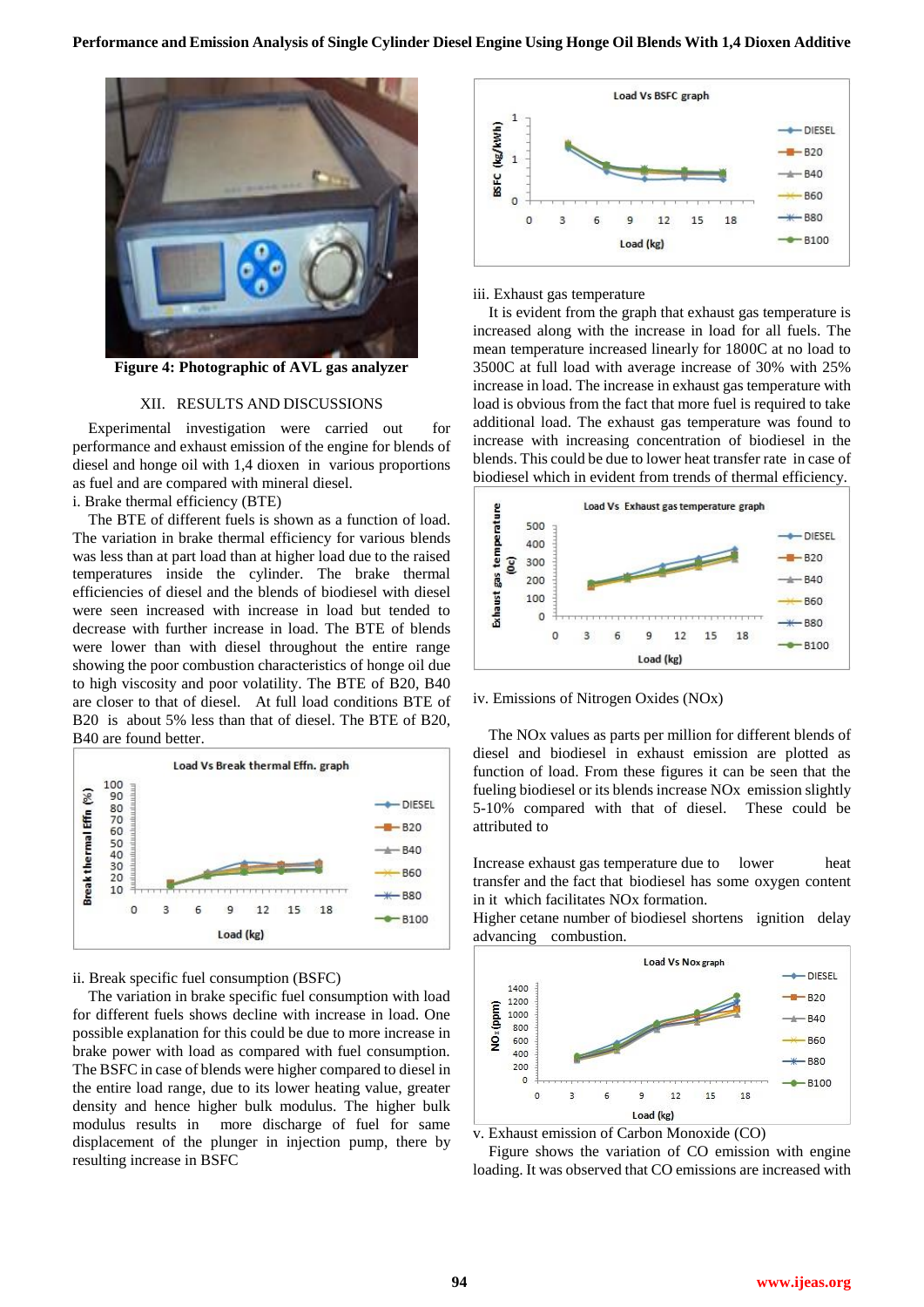Figure 4: Photographic of AVL gas analyzer

## XII. RESULTS AND DISCUSSIONS

Experimental investigation were carried out for performance and exhaust emission of the engine for blends of diesel and honge oil with 1,4 dioxen in various proportions as fuel and are compared with mineral diesel.

i. Brake thermal efficiency (BTE)

The BTE of different fuels is shown as a function of load. The variation in brake thermal efficiency for various blends was less than at part load than at higher load due to the raised temperatures inside the cylinder. The brake thermal efficiencies of diesel and the blends of biodiesel with diesel were seen increased with increase in load but tended to decrease with further increase in load. The BTE of blends were lower than with diesel throughout the entire range showing the poor combustion characteristics of honge oil due to high viscosity and poor volatility. The BTE of B20, B40 are closer to that of diesel. At full load conditions BTE of B20 is about 5% less than that of diesel. The BTE of B20, B40 are found better.

ii. Break specific fuel consumption (BSFC)

The variation in brake specific fuel consumption with load for different fuels shows decline with increase in load. One possible explanation for this could be due to more increase in brake power with load as compared with fuel consumption. The BSFC in case of blends were higher compared to diesel in the entire load range, due to its lower heating value, greater density and hence higher bulk modulus. The higher bulk modulus results in more discharge of fuel for same displacement of the plunger in injection pump, there by resulting increase in BSFC

iii. Exhaust gas temperature

It is evident from the graph that exhaust gas temperature is increased along with the increase in load for all fuels. The mean temperature increased linearly for 1800C at no load to 3500C at full load with average increase of 30% with 25% increase in load. The increase in exhaust gas temperature with load is obvious from the fact that more fuel is required to take additional load. The exhaust gas temperature was found to increase with increasing concentration of biodiesel in the blends. This could be due to lower heat transfer rate in case of biodiesel which in evident from trends of thermal efficiency.

iv. Emissions of Nitrogen Oxides (NOx)

The NOx values as parts per million for different blends of diesel and biodiesel in exhaust emission are plotted as function of load. From these figures it can be seen that the fueling biodiesel or its blends increase NOx emission slightly 5-10% compared with that of diesel. These could be attributed to

Increase exhaust gas temperature due to lower heat transfer and the fact that biodiesel has some oxygen content in it which facilitates NOx formation.

Higher cetane number of biodiesel shortens ignition delay advancing combustion.

v. Exhaust emission of Carbon Monoxide (CO)

Figure shows the variation of CO emission with engine loading. It was observed that CO emissions are increased with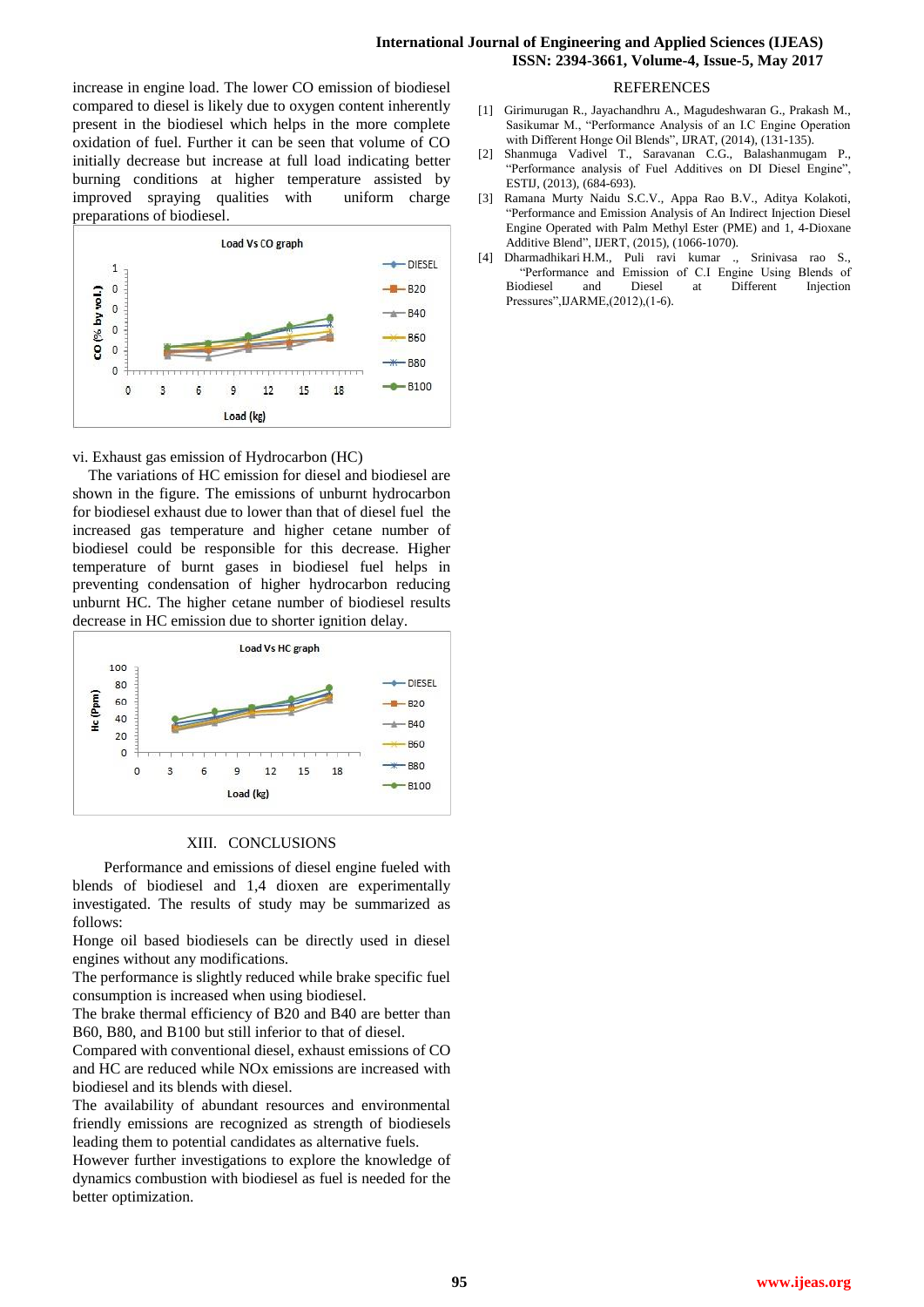increase in engine load. The lower CO emission of biodiesel compared to diesel is likely due to oxygen content inherently present in the biodiesel which helps in the more complete oxidation of fuel. Further it can be seen that volume of CO initially decrease but increase at full load indicating better burning conditions at higher temperature assisted by improved spraying qualities with uniform charge preparations of biodiesel.

Load Vs CO graph

CO (% by vol.)

1
0
0
0
0
0

0 3 6 9 12 15 18

Load (kg)

DIESEL
B20
B40
B60
B80
B100

vi. Exhaust gas emission of Hydrocarbon (HC)

The variations of HC emission for diesel and biodiesel are shown in the figure. The emissions of unburnt hydrocarbon for biodiesel exhaust due to lower than that of diesel fuel the increased gas temperature and higher cetane number of biodiesel could be responsible for this decrease. Higher temperature of burnt gases in biodiesel fuel helps in preventing condensation of higher hydrocarbon reducing unburnt HC. The higher cetane number of biodiesel results decrease in HC emission due to shorter ignition delay.

Load Vs HC graph

Hc (Ppm)

100
80
60
40
20
0

0 3 6 9 12 15 18

Load (kg)

DIESEL
B20
B40
B60
B80
B100

## XIII. CONCLUSIONS

Performance and emissions of diesel engine fueled with blends of biodiesel and 1,4 dioxen are experimentally investigated. The results of study may be summarized as follows:

Honge oil based biodiesels can be directly used in diesel engines without any modifications.

The performance is slightly reduced while brake specific fuel consumption is increased when using biodiesel.

The brake thermal efficiency of B20 and B40 are better than B60, B80, and B100 but still inferior to that of diesel.

Compared with conventional diesel, exhaust emissions of CO and HC are reduced while NOx emissions are increased with biodiesel and its blends with diesel.

The availability of abundant resources and environmental friendly emissions are recognized as strength of biodiesels leading them to potential candidates as alternative fuels.

However further investigations to explore the knowledge of dynamics combustion with biodiesel as fuel is needed for the better optimization.

## REFERENCES

[1] Girimurugan R., Jayachandhru A., Magudeshwaran G., Prakash M., Sasikumar M., "Performance Analysis of an I.C Engine Operation with Different Honge Oil Blends", IJRAT, (2014), (131-135).

[2] Shanmuga Vadivel T., Saravanan C.G., Balashanmugam P., "Performance analysis of Fuel Additives on DI Diesel Engine", ESTIJ, (2013), (684-693).

[3] Ramana Murty Naidu S.C.V., Appa Rao B.V., Aditya Kolakoti, "Performance and Emission Analysis of An Indirect Injection Diesel Engine Operated with Palm Methyl Ester (PME) and 1, 4-Dioxane Additive Blend", IJERT, (2015), (1066-1070).

[4] Dharmadhikari H.M., Puli ravi kumar ., Srinivasa rao S., "Performance and Emission of C.I Engine Using Blends of Biodiesel and Diesel at Different Injection Pressures",IJARME,(2012),(1-6).